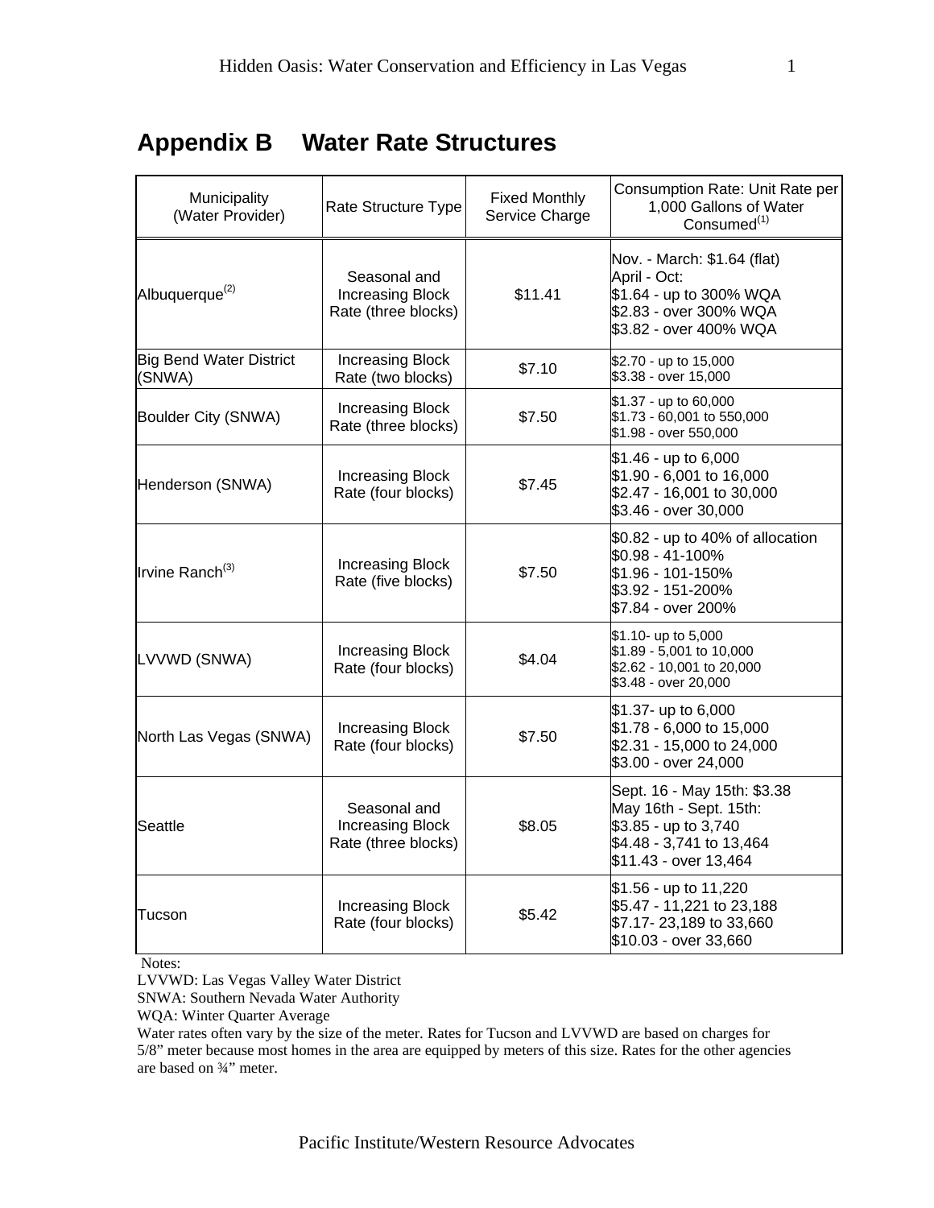# Appendix B Water Rate Structures

| Municipality (Water Provider) | Rate Structure Type | Fixed Monthly Service Charge | Consumption Rate: Unit Rate per 1,000 Gallons of Water Consumed[1] |
|---|---|---|---|
| Albuquerque[2] | Seasonal and Increasing Block Rate (three blocks) | $11.41 | Nov. - March: $1.64 (flat)<br>April - Oct:<br>$1.64 - up to 300% WQA<br>$2.83 - over 300% WQA<br>$3.82 - over 400% WQA |
| Big Bend Water District (SNWA) | Increasing Block Rate (two blocks) | $7.10 | $2.70 - up to 15,000<br>$3.38 - over 15,000 |
| Boulder City (SNWA) | Increasing Block Rate (three blocks) | $7.50 | $1.37 - up to 60,000<br>$1.73 - 60,001 to 550,000<br>$1.98 - over 550,000 |
| Henderson (SNWA) | Increasing Block Rate (four blocks) | $7.45 | $1.46 - up to 6,000<br>$1.90 - 6,001 to 16,000<br>$2.47 - 16,001 to 30,000<br>$3.46 - over 30,000 |
| Irvine Ranch[3] | Increasing Block Rate (five blocks) | $7.50 | $0.82 - up to 40% of allocation<br>$0.98 - 41-100%<br>$1.96 - 101-150%<br>$3.92 - 151-200%<br>$7.84 - over 200% |
| LVVWD (SNWA) | Increasing Block Rate (four blocks) | $4.04 | $1.10- up to 5,000<br>$1.89 - 5,001 to 10,000<br>$2.62 - 10,001 to 20,000<br>$3.48 - over 20,000 |
| North Las Vegas (SNWA) | Increasing Block Rate (four blocks) | $7.50 | $1.37- up to 6,000<br>$1.78 - 6,000 to 15,000<br>$2.31 - 15,000 to 24,000<br>$3.00 - over 24,000 |
| Seattle | Seasonal and Increasing Block Rate (three blocks) | $8.05 | Sept. 16 - May 15th: $3.38<br>May 16th - Sept. 15th:<br>$3.85 - up to 3,740<br>$4.48 - 3,741 to 13,464<br>$11.43 - over 13,464 |
| Tucson | Increasing Block Rate (four blocks) | $5.42 | $1.56 - up to 11,220<br>$5.47 - 11,221 to 23,188<br>$7.17- 23,189 to 33,660<br>$10.03 - over 33,660 |

Notes:

LVVWD: Las Vegas Valley Water District

SNWA: Southern Nevada Water Authority

WQA: Winter Quarter Average

Water rates often vary by the size of the meter. Rates for Tucson and LVVWD are based on charges for 5/8" meter because most homes in the area are equipped by meters of this size. Rates for the other agencies are based on ¾" meter.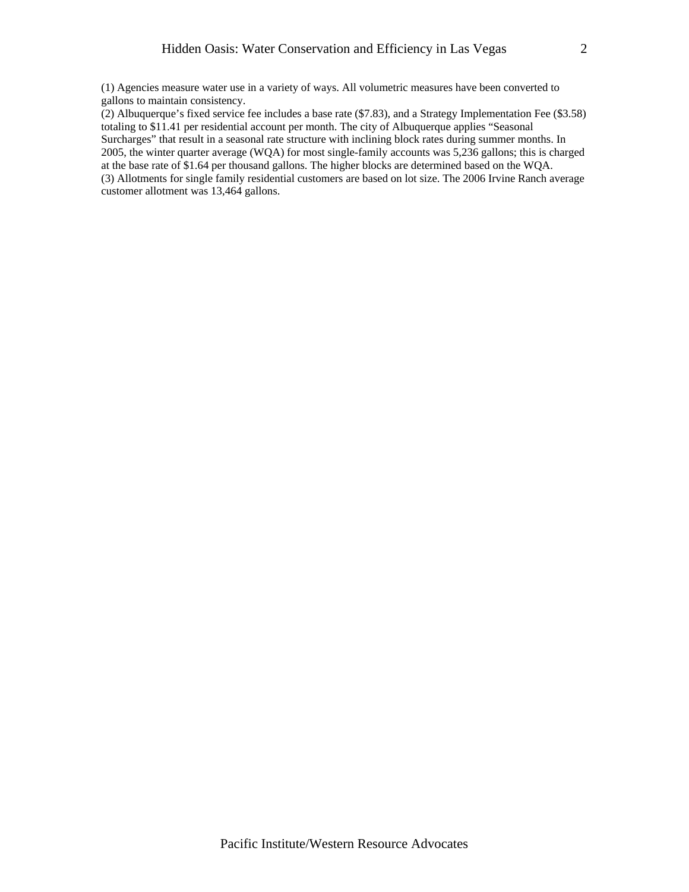(1) Agencies measure water use in a variety of ways. All volumetric measures have been converted to gallons to maintain consistency.
(2) Albuquerque's fixed service fee includes a base rate ($7.83), and a Strategy Implementation Fee ($3.58) totaling to $11.41 per residential account per month. The city of Albuquerque applies "Seasonal Surcharges" that result in a seasonal rate structure with inclining block rates during summer months. In 2005, the winter quarter average (WQA) for most single-family accounts was 5,236 gallons; this is charged at the base rate of $1.64 per thousand gallons. The higher blocks are determined based on the WQA.
(3) Allotments for single family residential customers are based on lot size. The 2006 Irvine Ranch average customer allotment was 13,464 gallons.